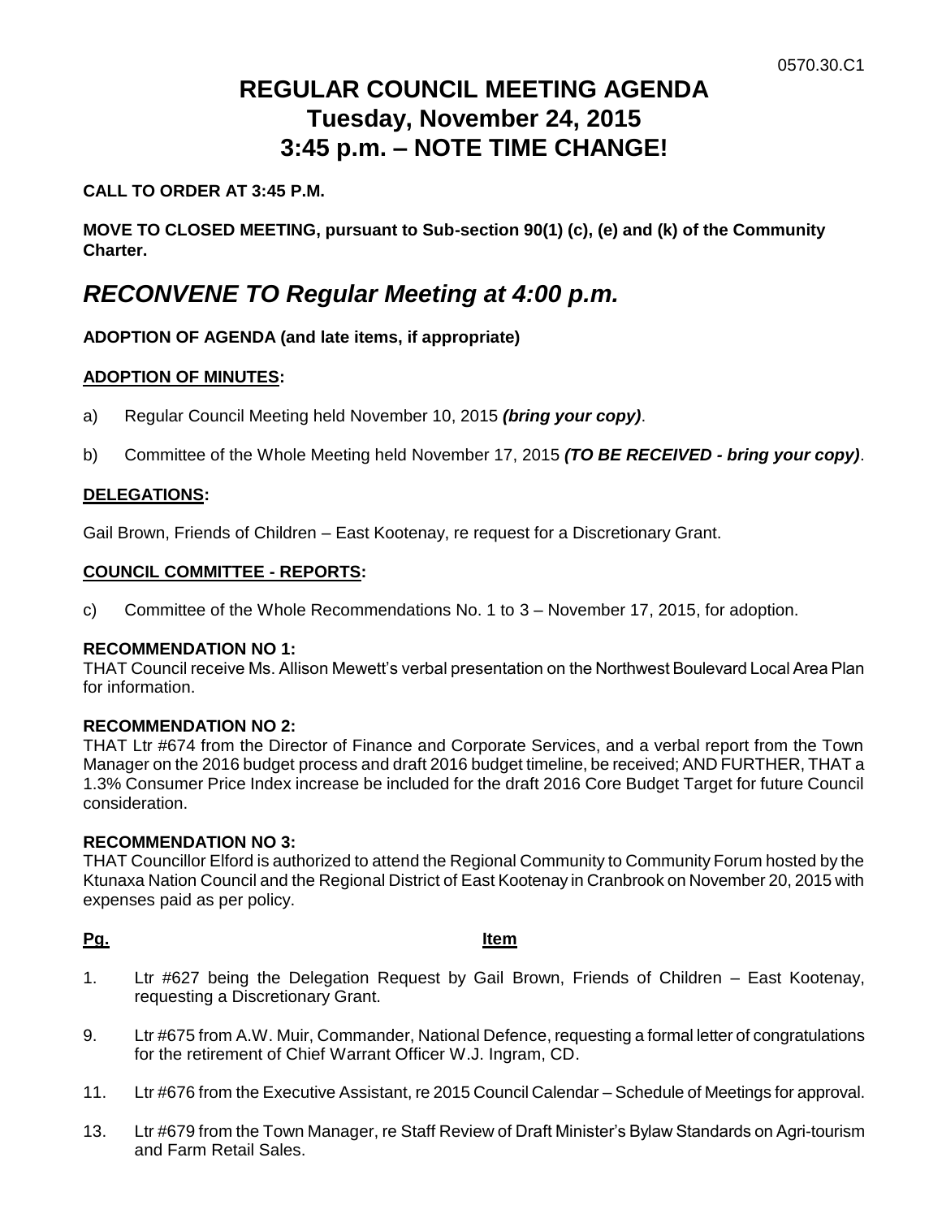0570.30.C1

# REGULAR COUNCIL MEETING AGENDA
# Tuesday, November 24, 2015
# 3:45 p.m. – NOTE TIME CHANGE!

**CALL TO ORDER AT 3:45 P.M.**

**MOVE TO CLOSED MEETING, pursuant to Sub-section 90(1) (c), (e) and (k) of the Community Charter.**

## *RECONVENE TO Regular Meeting at 4:00 p.m.*

**ADOPTION OF AGENDA (and late items, if appropriate)**

**ADOPTION OF MINUTES:**

a) Regular Council Meeting held November 10, 2015 ***(bring your copy)***.

b) Committee of the Whole Meeting held November 17, 2015 ***(TO BE RECEIVED - bring your copy)***.

**DELEGATIONS:**

Gail Brown, Friends of Children – East Kootenay, re request for a Discretionary Grant.

**COUNCIL COMMITTEE - REPORTS:**

c) Committee of the Whole Recommendations No. 1 to 3 – November 17, 2015, for adoption.

**RECOMMENDATION NO 1:**
THAT Council receive Ms. Allison Mewett's verbal presentation on the Northwest Boulevard Local Area Plan for information.

**RECOMMENDATION NO 2:**
THAT Ltr #674 from the Director of Finance and Corporate Services, and a verbal report from the Town Manager on the 2016 budget process and draft 2016 budget timeline, be received; AND FURTHER, THAT a 1.3% Consumer Price Index increase be included for the draft 2016 Core Budget Target for future Council consideration.

**RECOMMENDATION NO 3:**
THAT Councillor Elford is authorized to attend the Regional Community to Community Forum hosted by the Ktunaxa Nation Council and the Regional District of East Kootenay in Cranbrook on November 20, 2015 with expenses paid as per policy.

| Pg. | Item |
|---|---|
| 1. | Ltr #627 being the Delegation Request by Gail Brown, Friends of Children – East Kootenay, requesting a Discretionary Grant. |
| 9. | Ltr #675 from A.W. Muir, Commander, National Defence, requesting a formal letter of congratulations for the retirement of Chief Warrant Officer W.J. Ingram, CD. |
| 11. | Ltr #676 from the Executive Assistant, re 2015 Council Calendar – Schedule of Meetings for approval. |
| 13. | Ltr #679 from the Town Manager, re Staff Review of Draft Minister's Bylaw Standards on Agri-tourism and Farm Retail Sales. |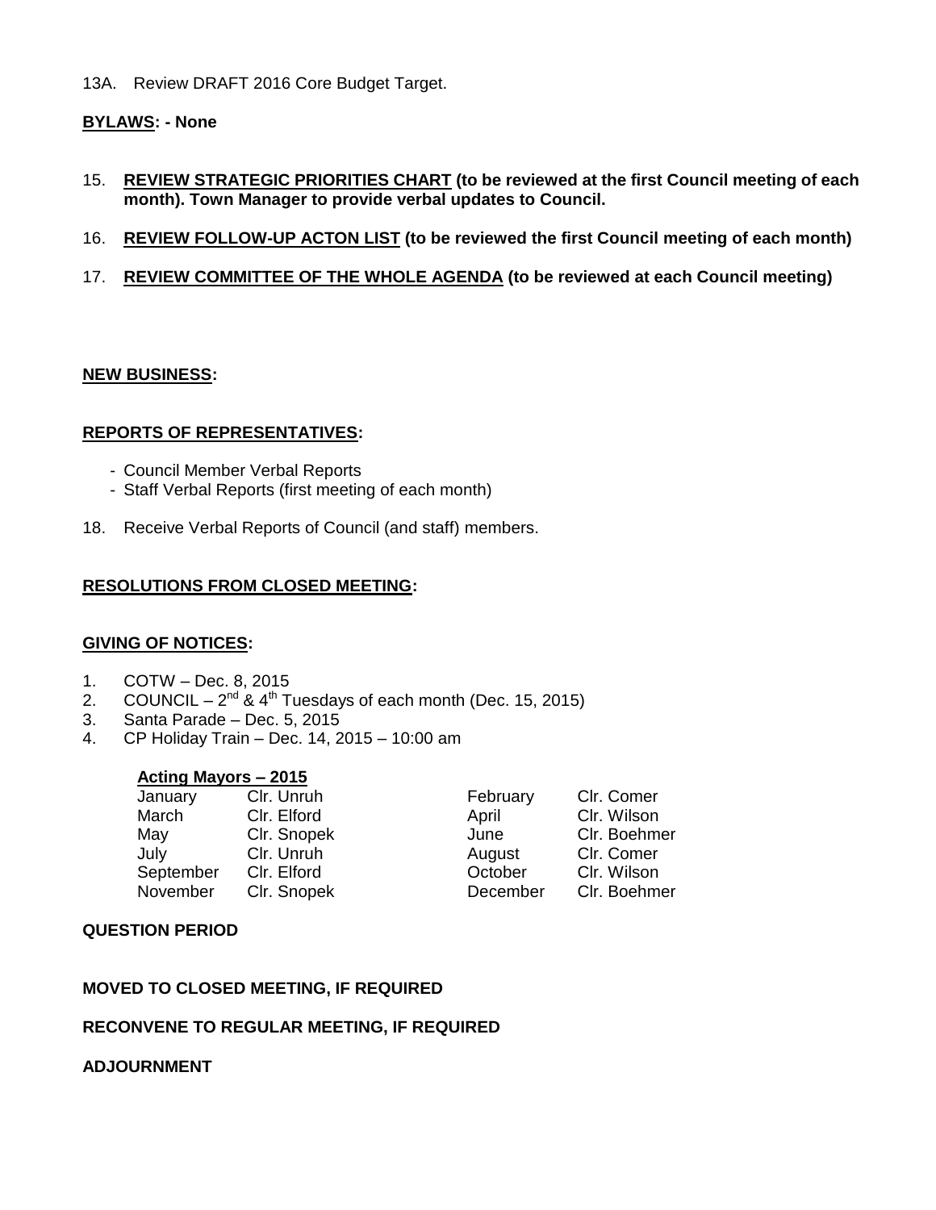13A. Review DRAFT 2016 Core Budget Target.

**BYLAWS: - None**

15. **REVIEW STRATEGIC PRIORITIES CHART (to be reviewed at the first Council meeting of each month). Town Manager to provide verbal updates to Council.**

16. **REVIEW FOLLOW-UP ACTON LIST (to be reviewed the first Council meeting of each month)**

17. **REVIEW COMMITTEE OF THE WHOLE AGENDA (to be reviewed at each Council meeting)**

**NEW BUSINESS:**

**REPORTS OF REPRESENTATIVES:**

- Council Member Verbal Reports
- Staff Verbal Reports (first meeting of each month)

18. Receive Verbal Reports of Council (and staff) members.

**RESOLUTIONS FROM CLOSED MEETING:**

**GIVING OF NOTICES:**

1. COTW – Dec. 8, 2015
2. COUNCIL – 2nd & 4th Tuesdays of each month (Dec. 15, 2015)
3. Santa Parade – Dec. 5, 2015
4. CP Holiday Train – Dec. 14, 2015 – 10:00 am

**Acting Mayors – 2015**

| | | | |
|---|---|---|---|
| January | Clr. Unruh | February | Clr. Comer |
| March | Clr. Elford | April | Clr. Wilson |
| May | Clr. Snopek | June | Clr. Boehmer |
| July | Clr. Unruh | August | Clr. Comer |
| September | Clr. Elford | October | Clr. Wilson |
| November | Clr. Snopek | December | Clr. Boehmer |

**QUESTION PERIOD**

**MOVED TO CLOSED MEETING, IF REQUIRED**

**RECONVENE TO REGULAR MEETING, IF REQUIRED**

**ADJOURNMENT**